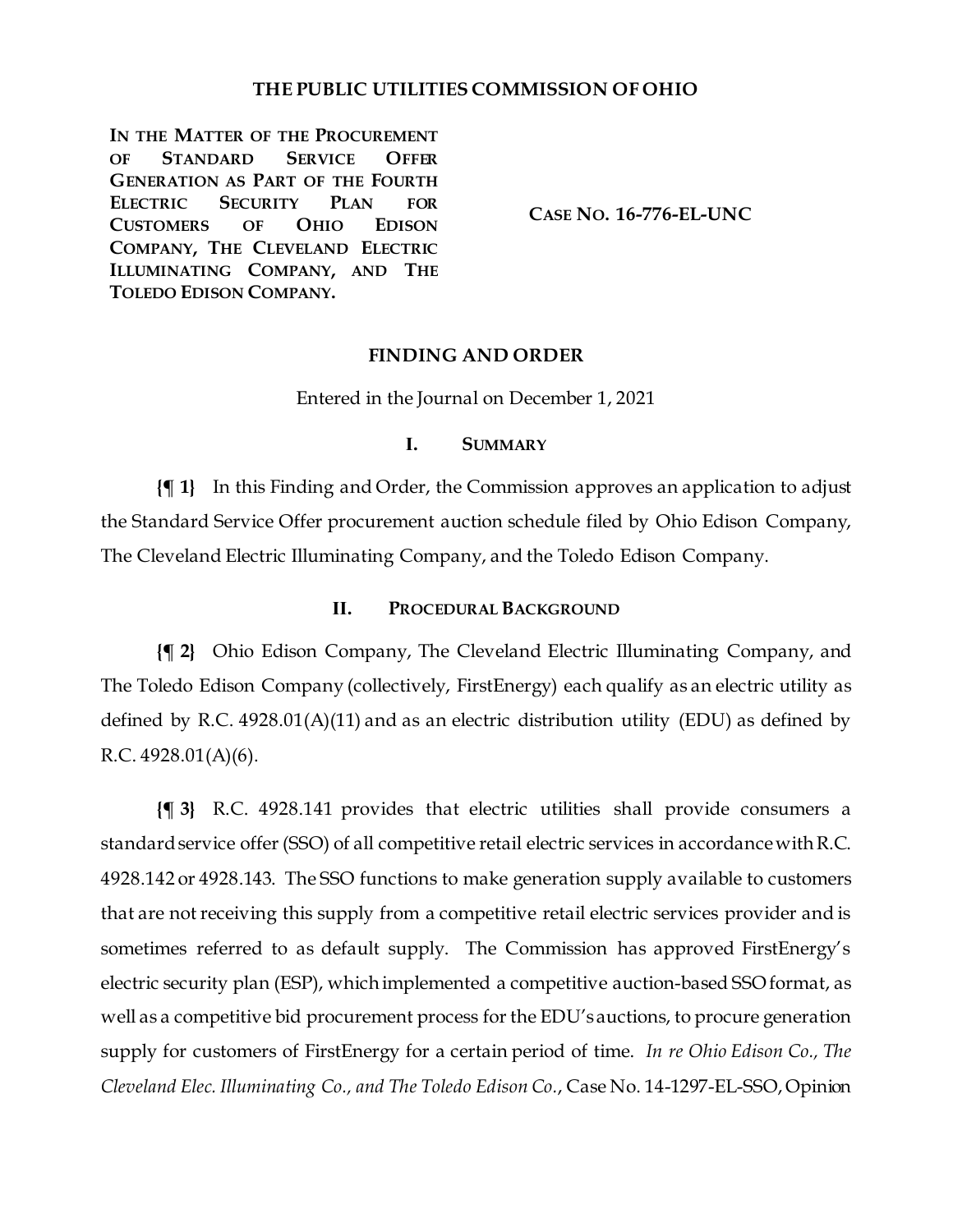# THE PUBLIC UTILITIES COMMISSION OF OHIO

| | |
|---|---|
| **IN THE MATTER OF THE PROCUREMENT OF STANDARD SERVICE OFFER GENERATION AS PART OF THE FOURTH ELECTRIC SECURITY PLAN FOR CUSTOMERS OF OHIO EDISON COMPANY, THE CLEVELAND ELECTRIC ILLUMINATING COMPANY, AND THE TOLEDO EDISON COMPANY.** | **CASE NO. 16-776-EL-UNC** |

## FINDING AND ORDER

Entered in the Journal on December 1, 2021

### I. SUMMARY

**{¶ 1}** In this Finding and Order, the Commission approves an application to adjust the Standard Service Offer procurement auction schedule filed by Ohio Edison Company, The Cleveland Electric Illuminating Company, and the Toledo Edison Company.

### II. PROCEDURAL BACKGROUND

**{¶ 2}** Ohio Edison Company, The Cleveland Electric Illuminating Company, and The Toledo Edison Company (collectively, FirstEnergy) each qualify as an electric utility as defined by R.C. 4928.01(A)(11) and as an electric distribution utility (EDU) as defined by R.C. 4928.01(A)(6).

**{¶ 3}** R.C. 4928.141 provides that electric utilities shall provide consumers a standard service offer (SSO) of all competitive retail electric services in accordance with R.C. 4928.142 or 4928.143. The SSO functions to make generation supply available to customers that are not receiving this supply from a competitive retail electric services provider and is sometimes referred to as default supply. The Commission has approved FirstEnergy's electric security plan (ESP), which implemented a competitive auction-based SSO format, as well as a competitive bid procurement process for the EDU's auctions, to procure generation supply for customers of FirstEnergy for a certain period of time. *In re Ohio Edison Co., The Cleveland Elec. Illuminating Co., and The Toledo Edison Co.*, Case No. 14-1297-EL-SSO, Opinion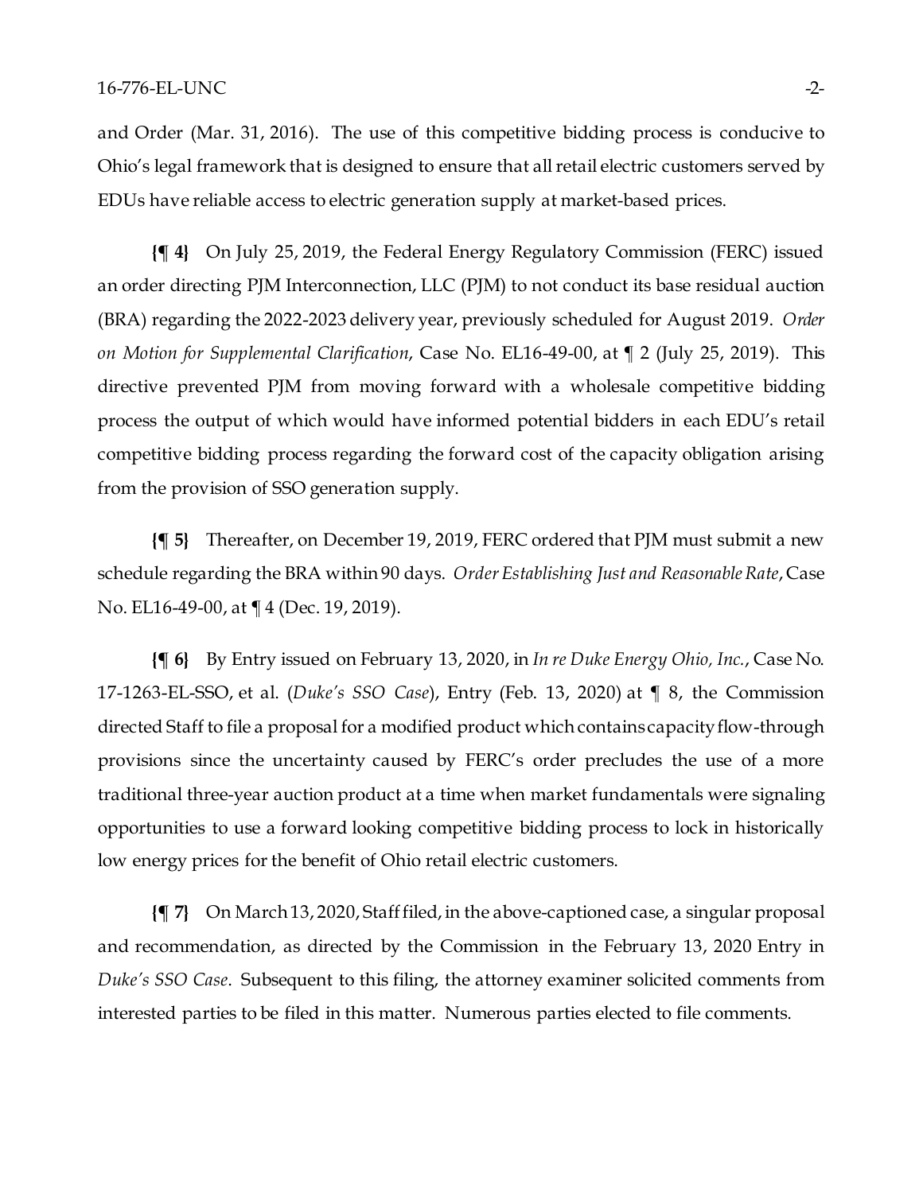and Order (Mar. 31, 2016). The use of this competitive bidding process is conducive to Ohio's legal framework that is designed to ensure that all retail electric customers served by EDUs have reliable access to electric generation supply at market-based prices.

**{¶ 4}** On July 25, 2019, the Federal Energy Regulatory Commission (FERC) issued an order directing PJM Interconnection, LLC (PJM) to not conduct its base residual auction (BRA) regarding the 2022-2023 delivery year, previously scheduled for August 2019. *Order on Motion for Supplemental Clarification*, Case No. EL16-49-00, at ¶ 2 (July 25, 2019). This directive prevented PJM from moving forward with a wholesale competitive bidding process the output of which would have informed potential bidders in each EDU's retail competitive bidding process regarding the forward cost of the capacity obligation arising from the provision of SSO generation supply.

**{¶ 5}** Thereafter, on December 19, 2019, FERC ordered that PJM must submit a new schedule regarding the BRA within 90 days. *Order Establishing Just and Reasonable Rate*, Case No. EL16-49-00, at ¶ 4 (Dec. 19, 2019).

**{¶ 6}** By Entry issued on February 13, 2020, in *In re Duke Energy Ohio, Inc.*, Case No. 17-1263-EL-SSO, et al. (*Duke's SSO Case*), Entry (Feb. 13, 2020) at ¶ 8, the Commission directed Staff to file a proposal for a modified product which contains capacity flow-through provisions since the uncertainty caused by FERC's order precludes the use of a more traditional three-year auction product at a time when market fundamentals were signaling opportunities to use a forward looking competitive bidding process to lock in historically low energy prices for the benefit of Ohio retail electric customers.

**{¶ 7}** On March 13, 2020, Staff filed, in the above-captioned case, a singular proposal and recommendation, as directed by the Commission in the February 13, 2020 Entry in *Duke's SSO Case*. Subsequent to this filing, the attorney examiner solicited comments from interested parties to be filed in this matter. Numerous parties elected to file comments.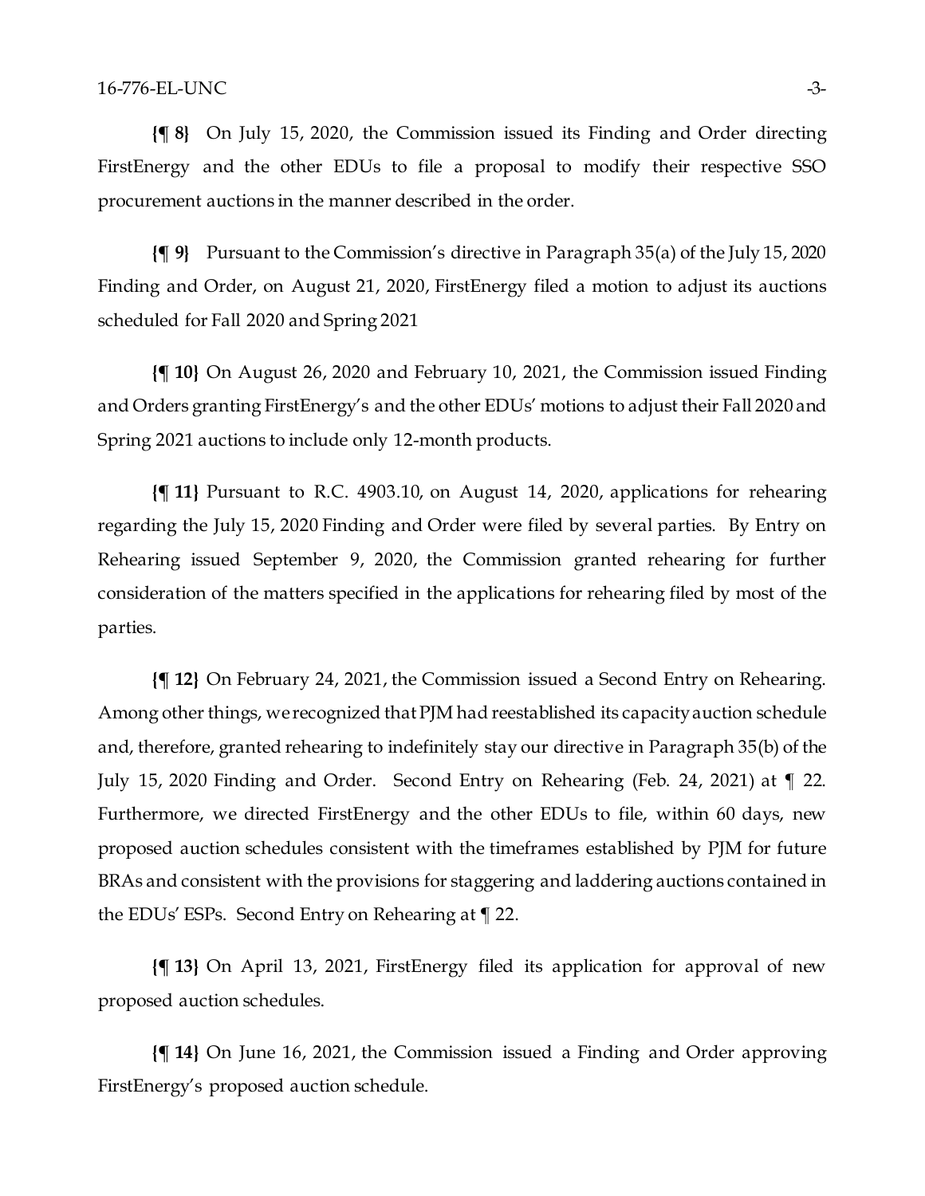**{¶ 8}** On July 15, 2020, the Commission issued its Finding and Order directing FirstEnergy and the other EDUs to file a proposal to modify their respective SSO procurement auctions in the manner described in the order.

**{¶ 9}** Pursuant to the Commission's directive in Paragraph 35(a) of the July 15, 2020 Finding and Order, on August 21, 2020, FirstEnergy filed a motion to adjust its auctions scheduled for Fall 2020 and Spring 2021

**{¶ 10}** On August 26, 2020 and February 10, 2021, the Commission issued Finding and Orders granting FirstEnergy's and the other EDUs' motions to adjust their Fall 2020 and Spring 2021 auctions to include only 12-month products.

**{¶ 11}** Pursuant to R.C. 4903.10, on August 14, 2020, applications for rehearing regarding the July 15, 2020 Finding and Order were filed by several parties. By Entry on Rehearing issued September 9, 2020, the Commission granted rehearing for further consideration of the matters specified in the applications for rehearing filed by most of the parties.

**{¶ 12}** On February 24, 2021, the Commission issued a Second Entry on Rehearing. Among other things, we recognized that PJM had reestablished its capacity auction schedule and, therefore, granted rehearing to indefinitely stay our directive in Paragraph 35(b) of the July 15, 2020 Finding and Order. Second Entry on Rehearing (Feb. 24, 2021) at ¶ 22. Furthermore, we directed FirstEnergy and the other EDUs to file, within 60 days, new proposed auction schedules consistent with the timeframes established by PJM for future BRAs and consistent with the provisions for staggering and laddering auctions contained in the EDUs' ESPs. Second Entry on Rehearing at ¶ 22.

**{¶ 13}** On April 13, 2021, FirstEnergy filed its application for approval of new proposed auction schedules.

**{¶ 14}** On June 16, 2021, the Commission issued a Finding and Order approving FirstEnergy's proposed auction schedule.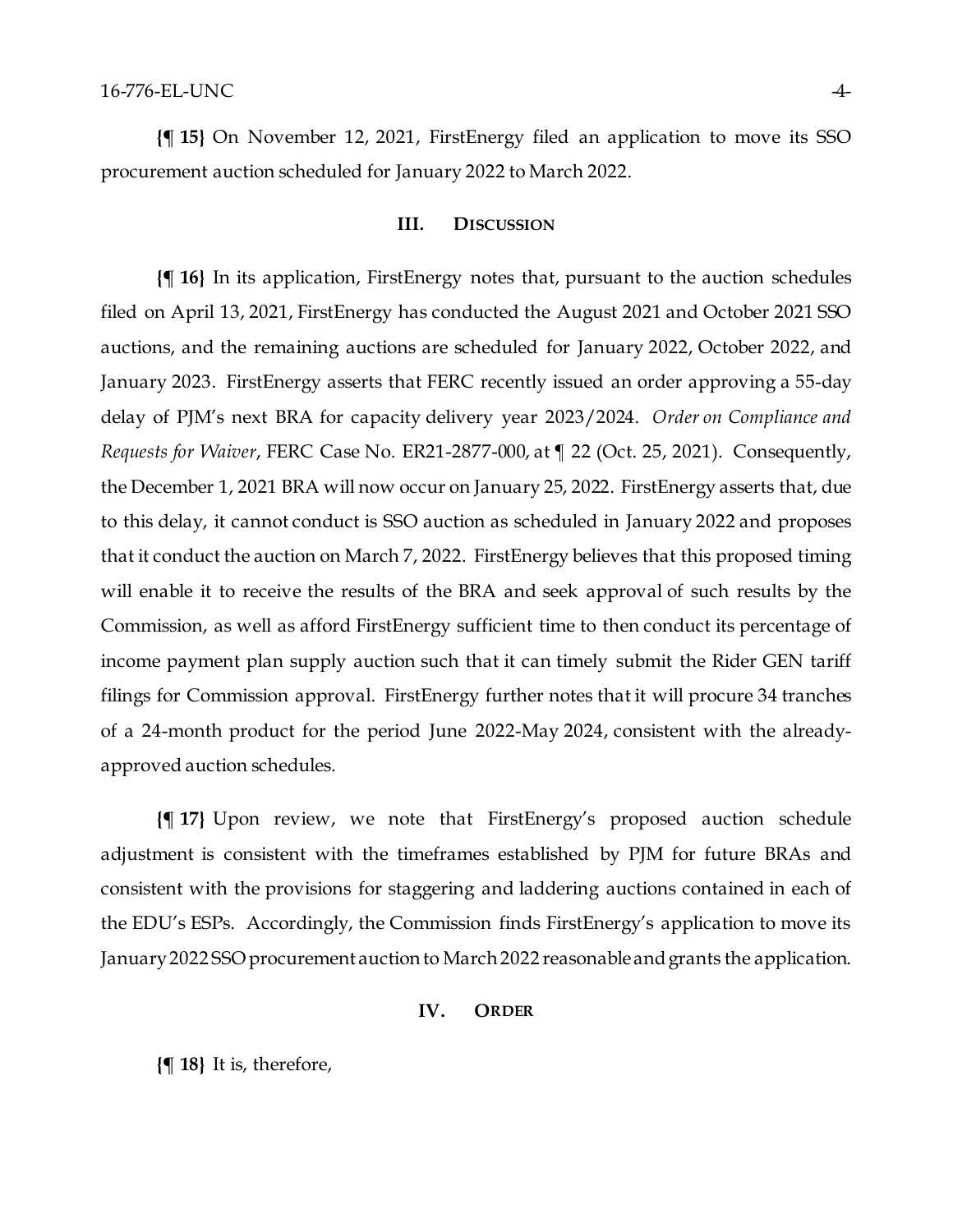**{¶ 15}** On November 12, 2021, FirstEnergy filed an application to move its SSO procurement auction scheduled for January 2022 to March 2022.

## III. Discussion

**{¶ 16}** In its application, FirstEnergy notes that, pursuant to the auction schedules filed on April 13, 2021, FirstEnergy has conducted the August 2021 and October 2021 SSO auctions, and the remaining auctions are scheduled for January 2022, October 2022, and January 2023. FirstEnergy asserts that FERC recently issued an order approving a 55-day delay of PJM's next BRA for capacity delivery year 2023/2024. *Order on Compliance and Requests for Waiver*, FERC Case No. ER21-2877-000, at ¶ 22 (Oct. 25, 2021). Consequently, the December 1, 2021 BRA will now occur on January 25, 2022. FirstEnergy asserts that, due to this delay, it cannot conduct is SSO auction as scheduled in January 2022 and proposes that it conduct the auction on March 7, 2022. FirstEnergy believes that this proposed timing will enable it to receive the results of the BRA and seek approval of such results by the Commission, as well as afford FirstEnergy sufficient time to then conduct its percentage of income payment plan supply auction such that it can timely submit the Rider GEN tariff filings for Commission approval. FirstEnergy further notes that it will procure 34 tranches of a 24-month product for the period June 2022-May 2024, consistent with the already-approved auction schedules.

**{¶ 17}** Upon review, we note that FirstEnergy's proposed auction schedule adjustment is consistent with the timeframes established by PJM for future BRAs and consistent with the provisions for staggering and laddering auctions contained in each of the EDU's ESPs. Accordingly, the Commission finds FirstEnergy's application to move its January 2022 SSO procurement auction to March 2022 reasonable and grants the application.

## IV. Order

**{¶ 18}** It is, therefore,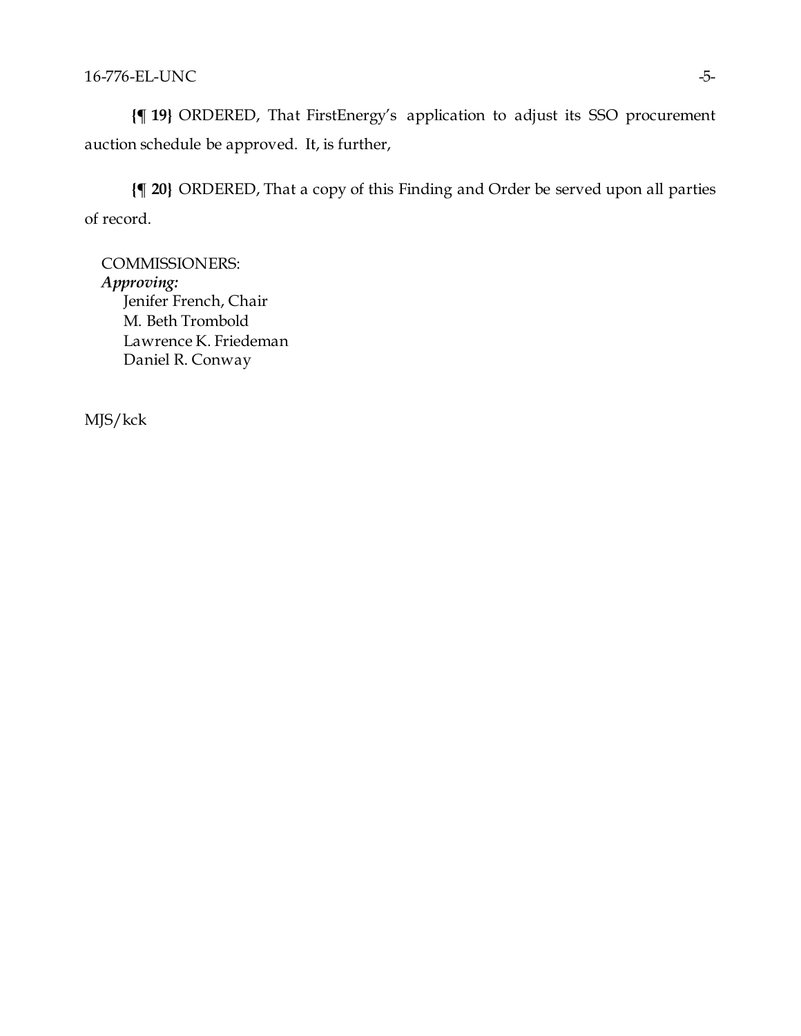**{¶ 19}** ORDERED, That FirstEnergy's application to adjust its SSO procurement auction schedule be approved. It, is further,

**{¶ 20}** ORDERED, That a copy of this Finding and Order be served upon all parties of record.

COMMISSIONERS:
***Approving:***
Jenifer French, Chair
M. Beth Trombold
Lawrence K. Friedeman
Daniel R. Conway

MJS/kck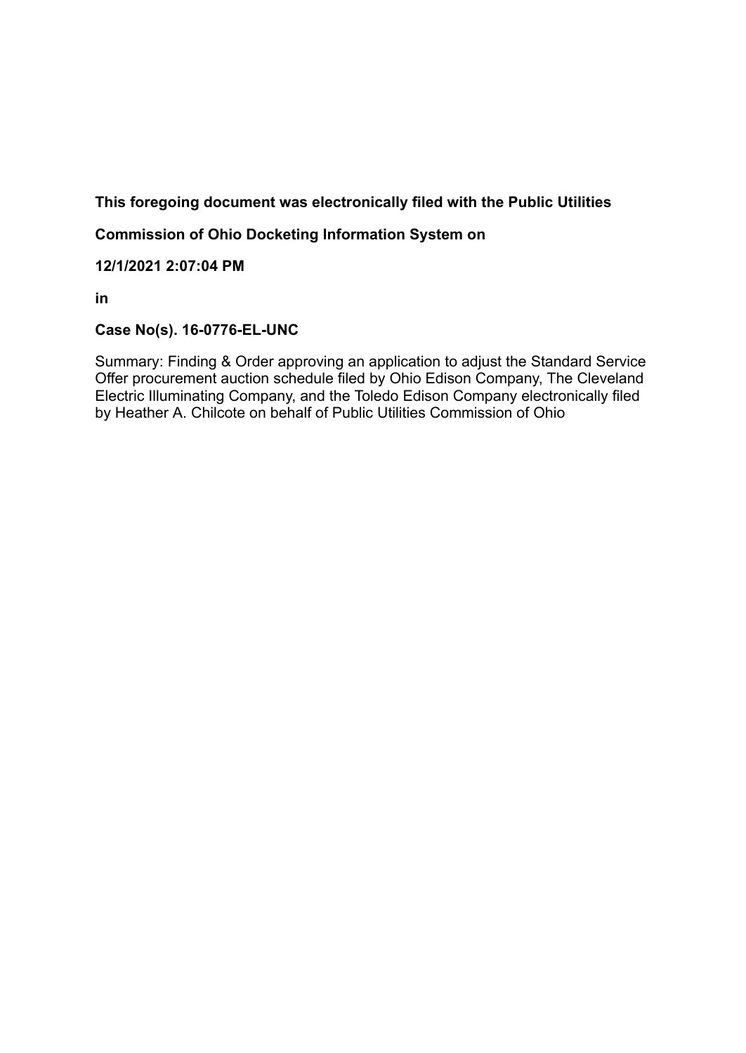**This foregoing document was electronically filed with the Public Utilities**

**Commission of Ohio Docketing Information System on**

**12/1/2021 2:07:04 PM**

**in**

**Case No(s). 16-0776-EL-UNC**

Summary: Finding & Order approving an application to adjust the Standard Service Offer procurement auction schedule filed by Ohio Edison Company, The Cleveland Electric Illuminating Company, and the Toledo Edison Company electronically filed by Heather A. Chilcote on behalf of Public Utilities Commission of Ohio